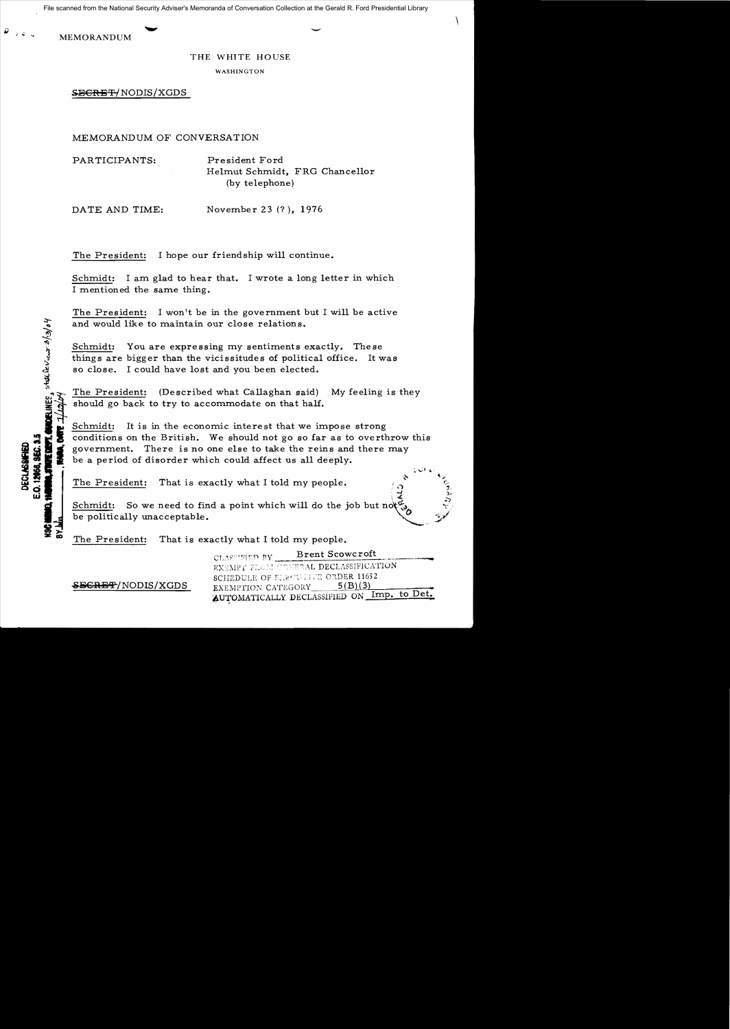MEMORANDUM

THE WHITE HOUSE

WASHINGTON

~~SECRET~~/NODIS/XGDS

MEMORANDUM OF CONVERSATION

PARTICIPANTS: President Ford
Helmut Schmidt, FRG Chancellor
(by telephone)

DATE AND TIME: November 23 (?), 1976

The President: I hope our friendship will continue.

Schmidt: I am glad to hear that. I wrote a long letter in which I mentioned the same thing.

The President: I won't be in the government but I will be active and would like to maintain our close relations.

Schmidt: You are expressing my sentiments exactly. These things are bigger than the vicissitudes of political office. It was so close. I could have lost and you been elected.

The President: (Described what Callaghan said) My feeling is they should go back to try to accommodate on that half.

Schmidt: It is in the economic interest that we impose strong conditions on the British. We should not go so far as to overthrow this government. There is no one else to take the reins and there may be a period of disorder which could affect us all deeply.

The President: That is exactly what I told my people.

Schmidt: So we need to find a point which will do the job but not be politically unacceptable.

The President: That is exactly what I told my people.

CLASSIFIED BY Brent Scowcroft
EXEMPT FROM GENERAL DECLASSIFICATION
SCHEDULE OF EXECUTIVE ORDER 11652
EXEMPTION CATEGORY 5(B)(3)
AUTOMATICALLY DECLASSIFIED ON Imp. to Det.

~~SECRET~~/NODIS/XGDS

DECLASSIFIED
E.O. 12958, SEC. 3.5
NSC MEMO, 11/24/98, STATE DEPT. GUIDELINES, State Review 3/3/04
BY [illegible], NARA, DATE 7/12/04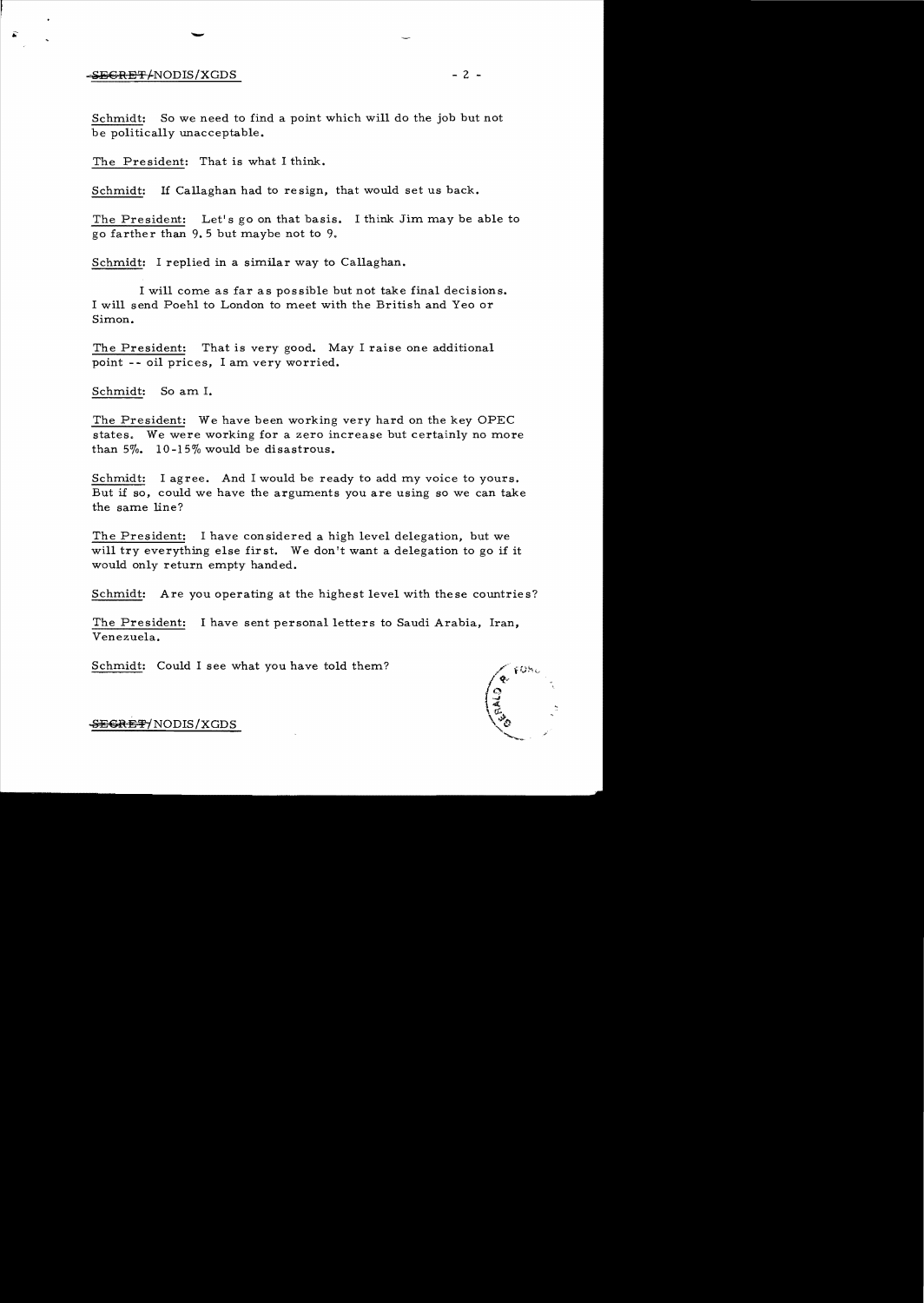Schmidt: So we need to find a point which will do the job but not be politically unacceptable.

The President: That is what I think.

Schmidt: If Callaghan had to resign, that would set us back.

The President: Let's go on that basis. I think Jim may be able to go farther than 9.5 but maybe not to 9.

Schmidt: I replied in a similar way to Callaghan.

I will come as far as possible but not take final decisions. I will send Poehl to London to meet with the British and Yeo or Simon.

The President: That is very good. May I raise one additional point -- oil prices, I am very worried.

Schmidt: So am I.

The President: We have been working very hard on the key OPEC states. We were working for a zero increase but certainly no more than 5%. 10-15% would be disastrous.

Schmidt: I agree. And I would be ready to add my voice to yours. But if so, could we have the arguments you are using so we can take the same line?

The President: I have considered a high level delegation, but we will try everything else first. We don't want a delegation to go if it would only return empty handed.

Schmidt: Are you operating at the highest level with these countries?

The President: I have sent personal letters to Saudi Arabia, Iran, Venezuela.

Schmidt: Could I see what you have told them?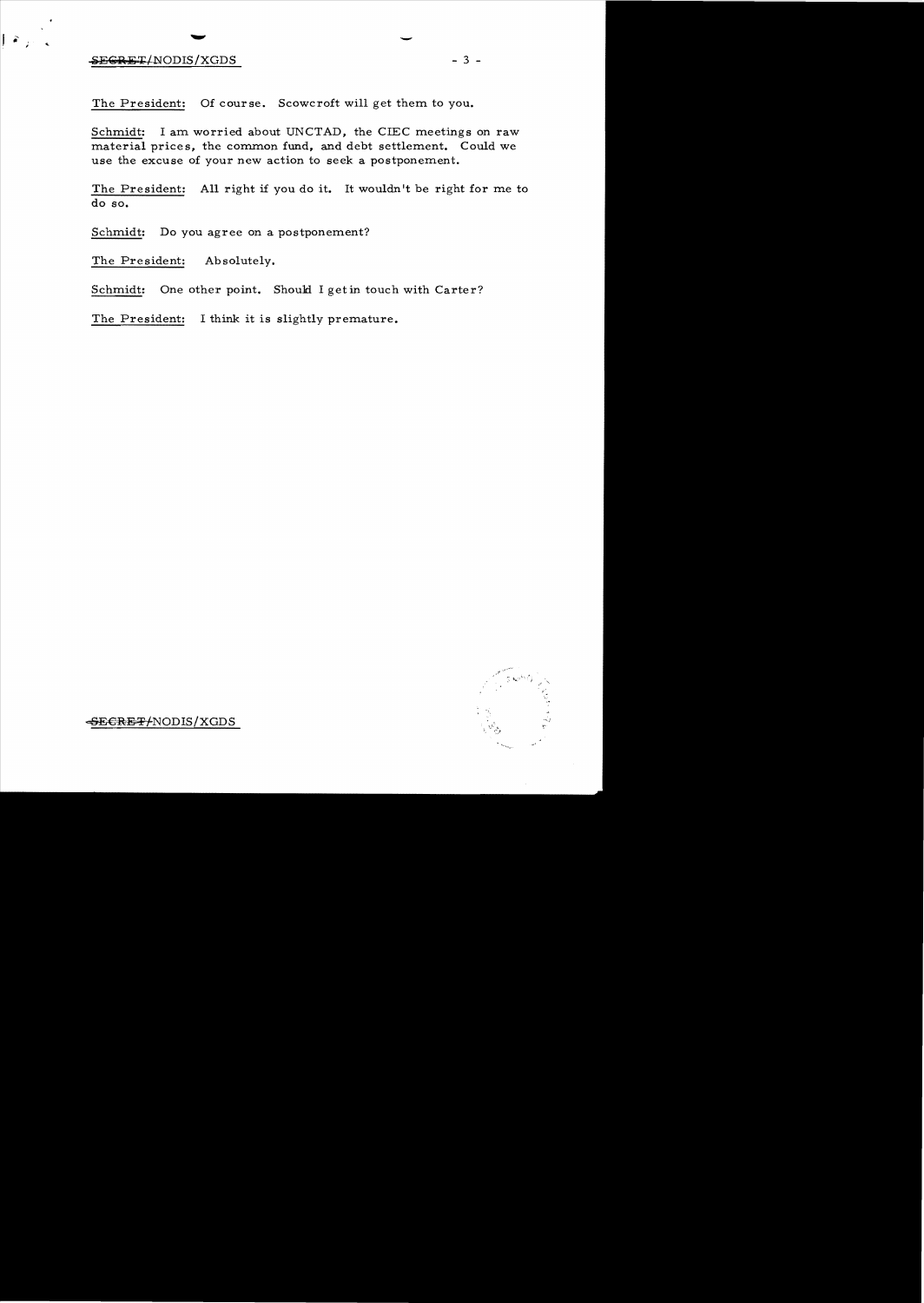The President: Of course. Scowcroft will get them to you.

Schmidt: I am worried about UNCTAD, the CIEC meetings on raw material prices, the common fund, and debt settlement. Could we use the excuse of your new action to seek a postponement.

The President: All right if you do it. It wouldn't be right for me to do so.

Schmidt: Do you agree on a postponement?

The President: Absolutely.

Schmidt: One other point. Should I get in touch with Carter?

The President: I think it is slightly premature.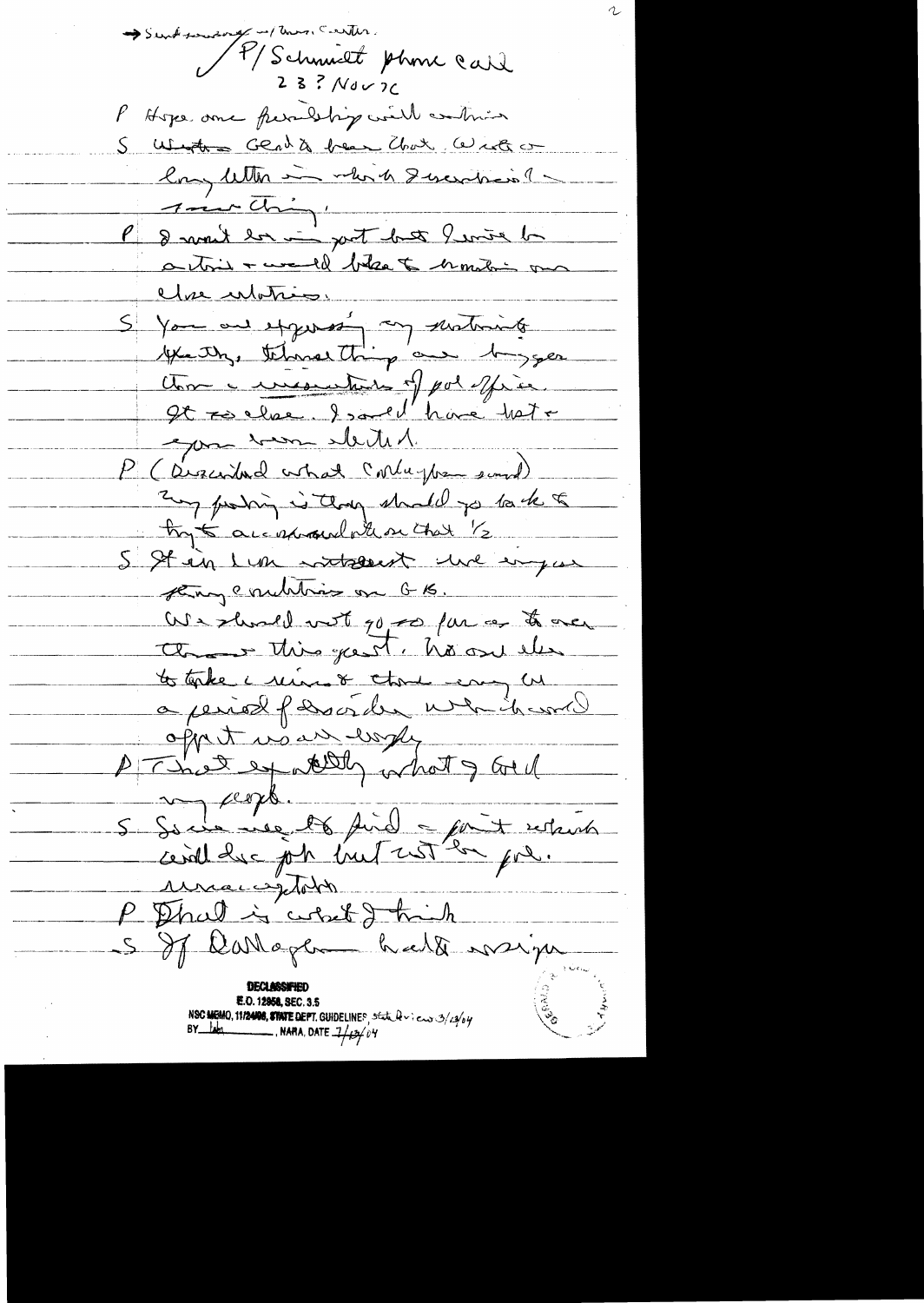→ Sent same day w/ Pres. Carter.

P/Schmidt phone call
23? Nov 76

P Hope our friendship will continue

S Wanted Genl to hear that. Wrote a long letter in which I mentioned same thing.

P I won't be in post but I will be active & would like to maintain our close relations.

S You are expressing my sentiments exactly. Those things are bigger than a vicissitude of pol office. It was close. I said I hope that you'd been elected.

P (Described what Carlucci said) My feeling is they should go back & try to accommodate on that ½

S It is less interest we impose strong conditions on GB.

We should not go so far as to over throw this govt. No one else to take a reins & there any be a period of disorder which would affect us all deeply

P That is exactly what I told my people.

S So we need to find a point which will dry ? but not be pol. unacceptable

P That is what I think

S If Callaghan had to resign

DECLASSIFIED
E.O. 12958, SEC. 3.5
NSC MEMO, 11/24/98, STATE DEPT. GUIDELINES State Review 3/12/04
BY ___ NARA, DATE 7/23/04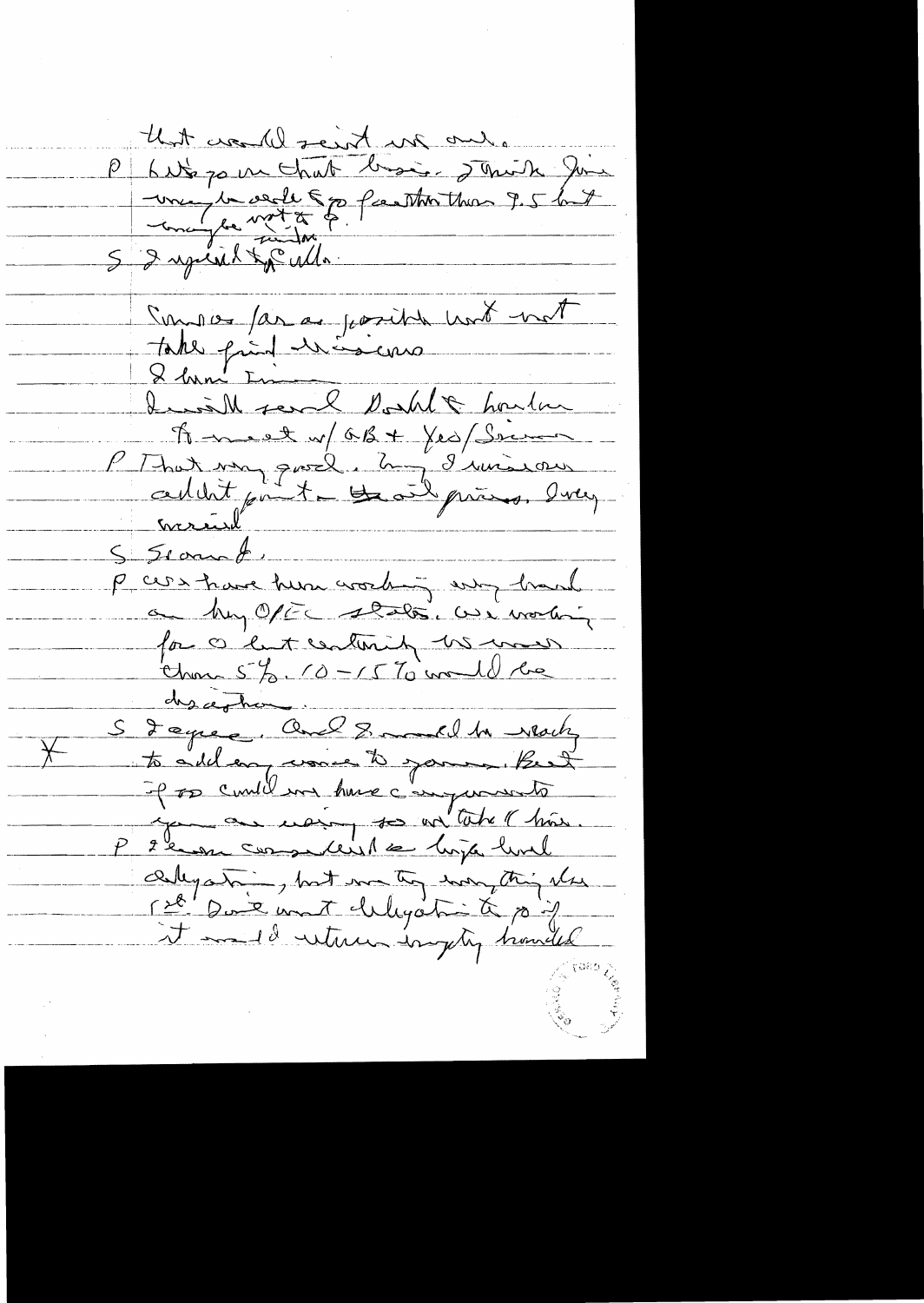that would sort us out.

P Let's go on that basis. I think Jim may be able to go farther than 9.5 but maybe not to 5.

S I explained to Callaghan.

Consider as far as possible what not to take firm decisions.

& Law I — 

I will send Dahl & Kondon to meet w/ GB + Fed/Simon

P That very good. Any discussion couldn't point to the oil prices. I very worried.

S Secondly,

P We have been working very hard on key O/EC states. We working for 0 but certainly no more than 5%. 10-15% would be disastrous.

✗ S I agree. And I would be ready to add my voice to yours. But if so could we have our arguments you are using so we take 1 line.

P I have considered a large level delegation, but we try everything else 1st. Don't want delegation to go if it would return empty handed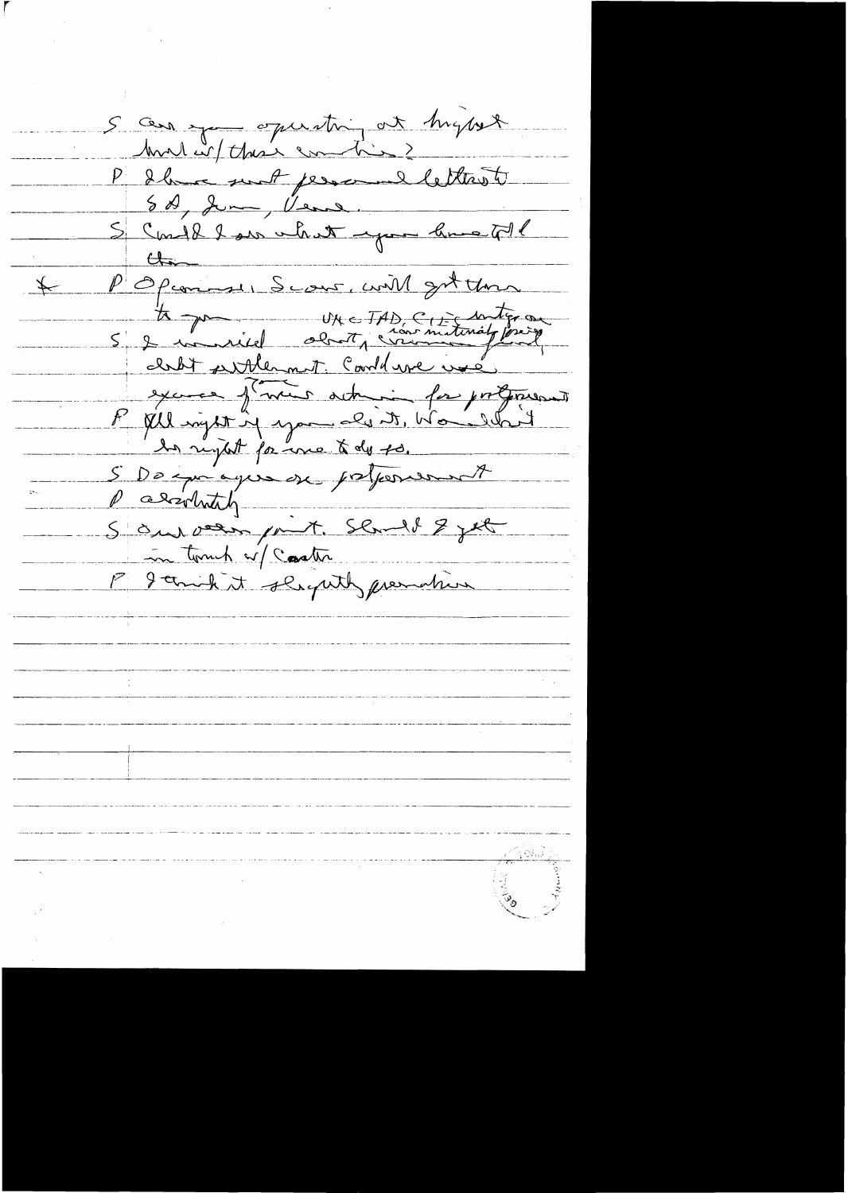S Are you operating at highest level w/ these countries?

P I have sent personal letters to SA, Jum, Venez.

S Could I see what you have told them

\* P Of course, Scow, will get them to you — UK ≈ TAD, CIEC integ on

S I worried about, economic mutual policy, debt settlement. Could we use excuse of new admin for postponement

P All right if you do it. Wouldn't be right for me to do so.

S Do you agree on postponement

P absolutely

S Our own point. Should I get in touch w/ Carter

P I think it slightly premature